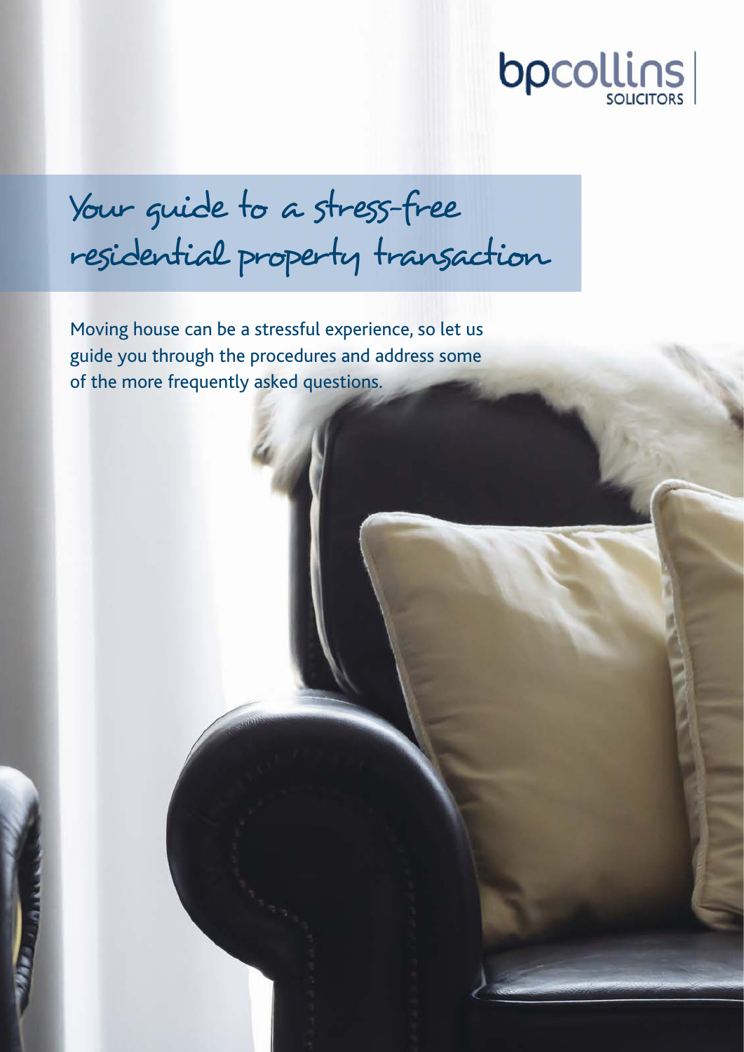bpcollins SOLICITORS

# Your guide to a stress-free residential property transaction

Moving house can be a stressful experience, so let us guide you through the procedures and address some of the more frequently asked questions.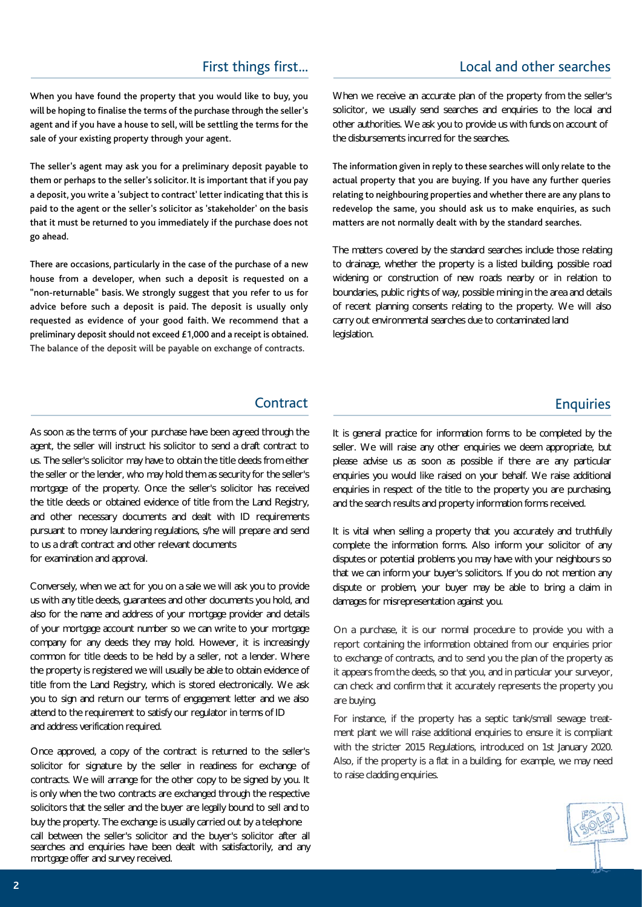## First things first...

When you have found the property that you would like to buy, you will be hoping to finalise the terms of the purchase through the seller's agent and if you have a house to sell, will be settling the terms for the sale of your existing property through your agent.

The seller's agent may ask you for a preliminary deposit payable to them or perhaps to the seller's solicitor. It is important that if you pay a deposit, you write a 'subject to contract' letter indicating that this is paid to the agent or the seller's solicitor as 'stakeholder' on the basis that it must be returned to you immediately if the purchase does not go ahead.

There are occasions, particularly in the case of the purchase of a new house from a developer, when such a deposit is requested on a "non-returnable" basis. We strongly suggest that you refer to us for advice before such a deposit is paid. The deposit is usually only requested as evidence of your good faith. We recommend that a preliminary deposit should not exceed £1,000 and a receipt is obtained. The balance of the deposit will be payable on exchange of contracts.

## Local and other searches

When we receive an accurate plan of the property from the seller's solicitor, we usually send searches and enquiries to the local and other authorities. We ask you to provide us with funds on account of the disbursements incurred for the searches.

The information given in reply to these searches will only relate to the actual property that you are buying. If you have any further queries relating to neighbouring properties and whether there are any plans to redevelop the same, you should ask us to make enquiries, as such matters are not normally dealt with by the standard searches.

The matters covered by the standard searches include those relating to drainage, whether the property is a listed building, possible road widening or construction of new roads nearby or in relation to boundaries, public rights of way, possible mining in the area and details of recent planning consents relating to the property. We will also carry out environmental searches due to contaminated land legislation.

## Contract

As soon as the terms of your purchase have been agreed through the agent, the seller will instruct his solicitor to send a draft contract to us. The seller's solicitor may have to obtain the title deeds from either the seller or the lender, who may hold them as security for the seller's mortgage of the property. Once the seller's solicitor has received the title deeds or obtained evidence of title from the Land Registry, and other necessary documents and dealt with ID requirements pursuant to money laundering regulations, s/he will prepare and send to us a draft contract and other relevant documents for examination and approval.

Conversely, when we act for you on a sale we will ask you to provide us with any title deeds, guarantees and other documents you hold, and also for the name and address of your mortgage provider and details of your mortgage account number so we can write to your mortgage company for any deeds they may hold. However, it is increasingly common for title deeds to be held by a seller, not a lender. Where the property is registered we will usually be able to obtain evidence of title from the Land Registry, which is stored electronically. We ask you to sign and return our terms of engagement letter and we also attend to the requirement to satisfy our regulator in terms of ID and address verification required.

Once approved, a copy of the contract is returned to the seller's solicitor for signature by the seller in readiness for exchange of contracts. We will arrange for the other copy to be signed by you. It is only when the two contracts are exchanged through the respective solicitors that the seller and the buyer are legally bound to sell and to buy the property. The exchange is usually carried out by a telephone call between the seller's solicitor and the buyer's solicitor after all searches and enquiries have been dealt with satisfactorily, and any mortgage offer and survey received.

## Enquiries

It is general practice for information forms to be completed by the seller. We will raise any other enquiries we deem appropriate, but please advise us as soon as possible if there are any particular enquiries you would like raised on your behalf. We raise additional enquiries in respect of the title to the property you are purchasing, and the search results and property information forms received.

It is vital when selling a property that you accurately and truthfully complete the information forms. Also inform your solicitor of any disputes or potential problems you may have with your neighbours so that we can inform your buyer's solicitors. If you do not mention any dispute or problem, your buyer may be able to bring a claim in damages for misrepresentation against you.

On a purchase, it is our normal procedure to provide you with a report containing the information obtained from our enquiries prior to exchange of contracts, and to send you the plan of the property as it appears from the deeds, so that you, and in particular your surveyor, can check and confirm that it accurately represents the property you are buying.

For instance, if the property has a septic tank/small sewage treatment plant we will raise additional enquiries to ensure it is compliant with the stricter 2015 Regulations, introduced on 1st January 2020. Also, if the property is a flat in a building, for example, we may need to raise cladding enquiries.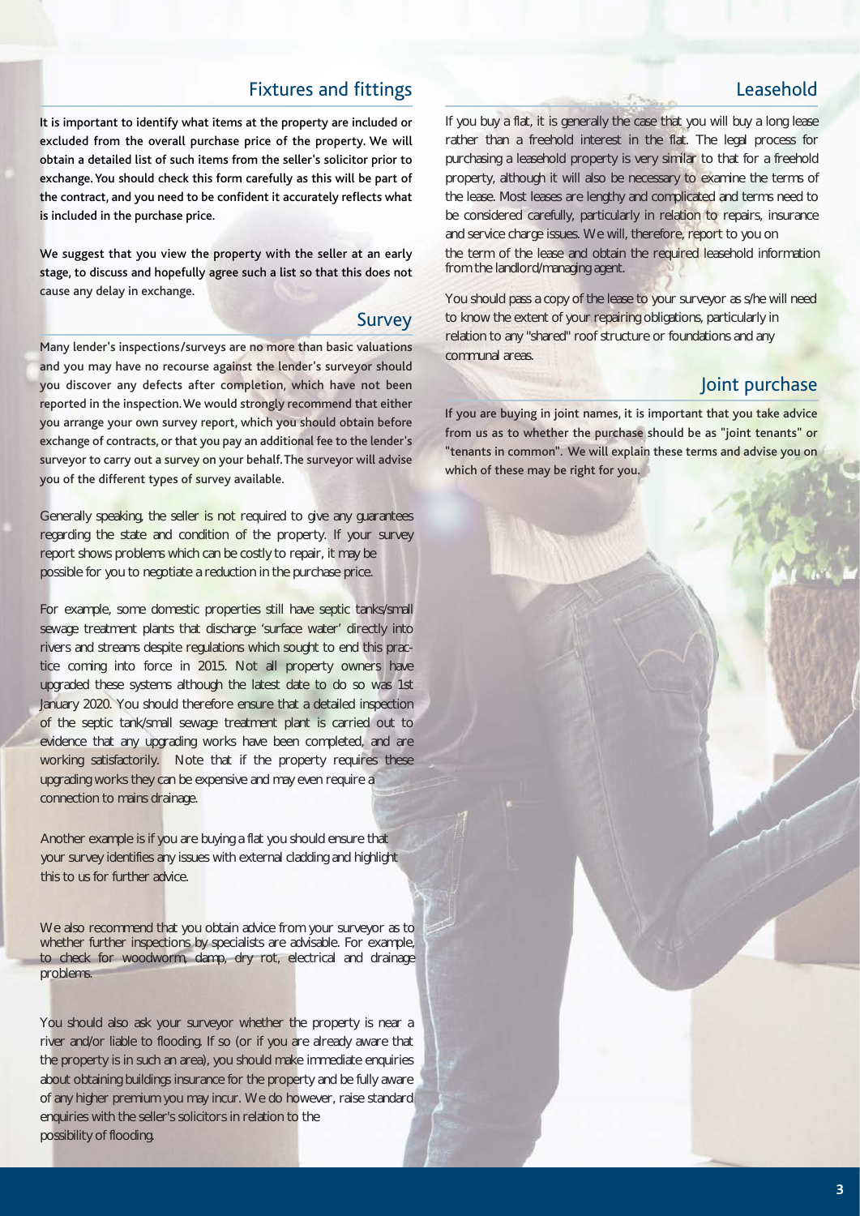## Fixtures and fittings

It is important to identify what items at the property are included or excluded from the overall purchase price of the property. We will obtain a detailed list of such items from the seller's solicitor prior to exchange. You should check this form carefully as this will be part of the contract, and you need to be confident it accurately reflects what is included in the purchase price.

We suggest that you view the property with the seller at an early stage, to discuss and hopefully agree such a list so that this does not cause any delay in exchange.

## Survey

Many lender's inspections/surveys are no more than basic valuations and you may have no recourse against the lender's surveyor should you discover any defects after completion, which have not been reported in the inspection. We would strongly recommend that either you arrange your own survey report, which you should obtain before exchange of contracts, or that you pay an additional fee to the lender's surveyor to carry out a survey on your behalf. The surveyor will advise you of the different types of survey available.

Generally speaking, the seller is not required to give any guarantees regarding the state and condition of the property. If your survey report shows problems which can be costly to repair, it may be possible for you to negotiate a reduction in the purchase price.

For example, some domestic properties still have septic tanks/small sewage treatment plants that discharge 'surface water' directly into rivers and streams despite regulations which sought to end this practice coming into force in 2015. Not all property owners have upgraded these systems although the latest date to do so was 1st January 2020. You should therefore ensure that a detailed inspection of the septic tank/small sewage treatment plant is carried out to evidence that any upgrading works have been completed, and are working satisfactorily. Note that if the property requires these upgrading works they can be expensive and may even require a connection to mains drainage.

Another example is if you are buying a flat you should ensure that your survey identifies any issues with external cladding and highlight this to us for further advice.

We also recommend that you obtain advice from your surveyor as to whether further inspections by specialists are advisable. For example, to check for woodworm, damp, dry rot, electrical and drainage problems.

You should also ask your surveyor whether the property is near a river and/or liable to flooding. If so (or if you are already aware that the property is in such an area), you should make immediate enquiries about obtaining buildings insurance for the property and be fully aware of any higher premium you may incur. We do however, raise standard enquiries with the seller's solicitors in relation to the possibility of flooding.

## Leasehold

If you buy a flat, it is generally the case that you will buy a long lease rather than a freehold interest in the flat. The legal process for purchasing a leasehold property is very similar to that for a freehold property, although it will also be necessary to examine the terms of the lease. Most leases are lengthy and complicated and terms need to be considered carefully, particularly in relation to repairs, insurance and service charge issues. We will, therefore, report to you on the term of the lease and obtain the required leasehold information from the landlord/managing agent.

You should pass a copy of the lease to your surveyor as s/he will need to know the extent of your repairing obligations, particularly in relation to any "shared" roof structure or foundations and any communal areas.

## Joint purchase

If you are buying in joint names, it is important that you take advice from us as to whether the purchase should be as "joint tenants" or "tenants in common". We will explain these terms and advise you on which of these may be right for you.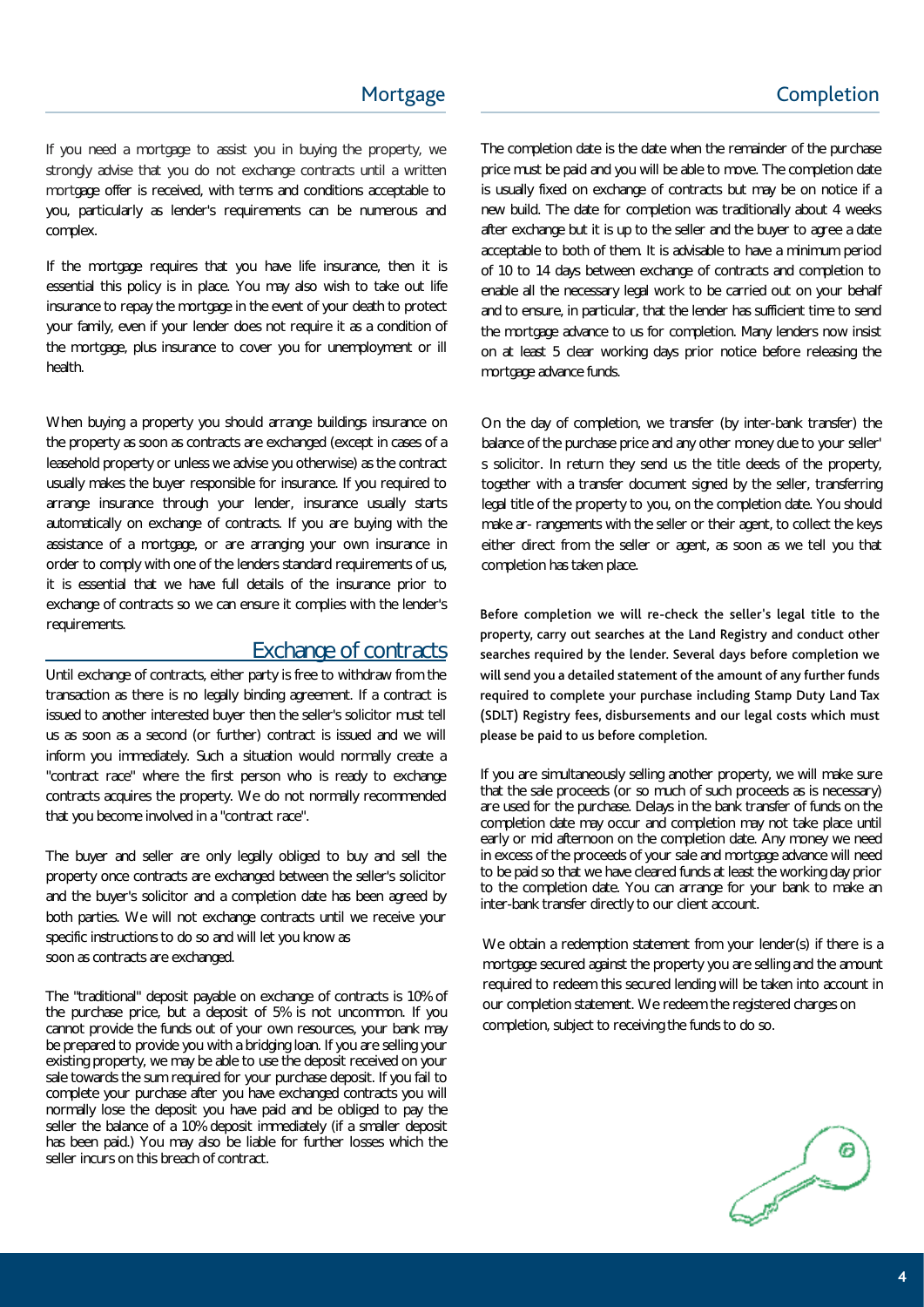## Mortgage

If you need a mortgage to assist you in buying the property, we strongly advise that you do not exchange contracts until a written mortgage offer is received, with terms and conditions acceptable to you, particularly as lender's requirements can be numerous and complex.

If the mortgage requires that you have life insurance, then it is essential this policy is in place. You may also wish to take out life insurance to repay the mortgage in the event of your death to protect your family, even if your lender does not require it as a condition of the mortgage, plus insurance to cover you for unemployment or ill health.

When buying a property you should arrange buildings insurance on the property as soon as contracts are exchanged (except in cases of a leasehold property or unless we advise you otherwise) as the contract usually makes the buyer responsible for insurance. If you required to arrange insurance through your lender, insurance usually starts automatically on exchange of contracts. If you are buying with the assistance of a mortgage, or are arranging your own insurance in order to comply with one of the lenders standard requirements of us, it is essential that we have full details of the insurance prior to exchange of contracts so we can ensure it complies with the lender's requirements.

## Exchange of contracts

Until exchange of contracts, either party is free to withdraw from the transaction as there is no legally binding agreement. If a contract is issued to another interested buyer then the seller's solicitor must tell us as soon as a second (or further) contract is issued and we will inform you immediately. Such a situation would normally create a "contract race" where the first person who is ready to exchange contracts acquires the property. We do not normally recommended that you become involved in a "contract race".

The buyer and seller are only legally obliged to buy and sell the property once contracts are exchanged between the seller's solicitor and the buyer's solicitor and a completion date has been agreed by both parties. We will not exchange contracts until we receive your specific instructions to do so and will let you know as soon as contracts are exchanged.

The "traditional" deposit payable on exchange of contracts is 10% of the purchase price, but a deposit of 5% is not uncommon. If you cannot provide the funds out of your own resources, your bank may be prepared to provide you with a bridging loan. If you are selling your existing property, we may be able to use the deposit received on your sale towards the sum required for your purchase deposit. If you fail to complete your purchase after you have exchanged contracts you will normally lose the deposit you have paid and be obliged to pay the seller the balance of a 10% deposit immediately (if a smaller deposit has been paid.) You may also be liable for further losses which the seller incurs on this breach of contract.

## Completion

The completion date is the date when the remainder of the purchase price must be paid and you will be able to move. The completion date is usually fixed on exchange of contracts but may be on notice if a new build. The date for completion was traditionally about 4 weeks after exchange but it is up to the seller and the buyer to agree a date acceptable to both of them. It is advisable to have a minimum period of 10 to 14 days between exchange of contracts and completion to enable all the necessary legal work to be carried out on your behalf and to ensure, in particular, that the lender has sufficient time to send the mortgage advance to us for completion. Many lenders now insist on at least 5 clear working days prior notice before releasing the mortgage advance funds.

On the day of completion, we transfer (by inter-bank transfer) the balance of the purchase price and any other money due to your seller's solicitor. In return they send us the title deeds of the property, together with a transfer document signed by the seller, transferring legal title of the property to you, on the completion date. You should make ar- rangements with the seller or their agent, to collect the keys either direct from the seller or agent, as soon as we tell you that completion has taken place.

Before completion we will re-check the seller's legal title to the property, carry out searches at the Land Registry and conduct other searches required by the lender. Several days before completion we will send you a detailed statement of the amount of any further funds required to complete your purchase including Stamp Duty Land Tax (SDLT) Registry fees, disbursements and our legal costs which must please be paid to us before completion.

If you are simultaneously selling another property, we will make sure that the sale proceeds (or so much of such proceeds as is necessary) are used for the purchase. Delays in the bank transfer of funds on the completion date may occur and completion may not take place until early or mid afternoon on the completion date. Any money we need in excess of the proceeds of your sale and mortgage advance will need to be paid so that we have cleared funds at least the working day prior to the completion date. You can arrange for your bank to make an inter-bank transfer directly to our client account.

We obtain a redemption statement from your lender(s) if there is a mortgage secured against the property you are selling and the amount required to redeem this secured lending will be taken into account in our completion statement. We redeem the registered charges on completion, subject to receiving the funds to do so.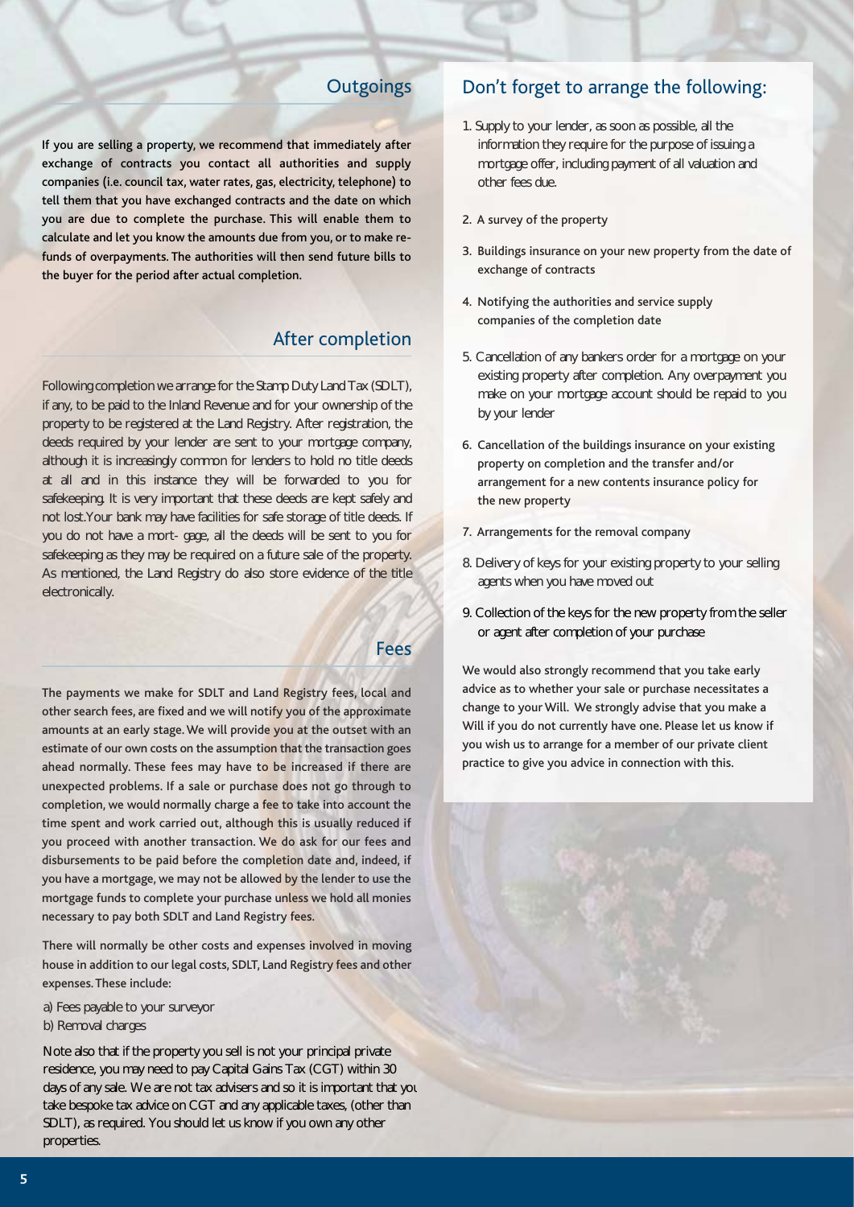## Outgoings

If you are selling a property, we recommend that immediately after exchange of contracts you contact all authorities and supply companies (i.e. council tax, water rates, gas, electricity, telephone) to tell them that you have exchanged contracts and the date on which you are due to complete the purchase. This will enable them to calculate and let you know the amounts due from you, or to make refunds of overpayments. The authorities will then send future bills to the buyer for the period after actual completion.

## After completion

Following completion we arrange for the Stamp Duty Land Tax (SDLT), if any, to be paid to the Inland Revenue and for your ownership of the property to be registered at the Land Registry. After registration, the deeds required by your lender are sent to your mortgage company, although it is increasingly common for lenders to hold no title deeds at all and in this instance they will be forwarded to you for safekeeping. It is very important that these deeds are kept safely and not lost. Your bank may have facilities for safe storage of title deeds. If you do not have a mort- gage, all the deeds will be sent to you for safekeeping as they may be required on a future sale of the property. As mentioned, the Land Registry do also store evidence of the title electronically.

## Fees

The payments we make for SDLT and Land Registry fees, local and other search fees, are fixed and we will notify you of the approximate amounts at an early stage. We will provide you at the outset with an estimate of our own costs on the assumption that the transaction goes ahead normally. These fees may have to be increased if there are unexpected problems. If a sale or purchase does not go through to completion, we would normally charge a fee to take into account the time spent and work carried out, although this is usually reduced if you proceed with another transaction. We do ask for our fees and disbursements to be paid before the completion date and, indeed, if you have a mortgage, we may not be allowed by the lender to use the mortgage funds to complete your purchase unless we hold all monies necessary to pay both SDLT and Land Registry fees.

There will normally be other costs and expenses involved in moving house in addition to our legal costs, SDLT, Land Registry fees and other expenses. These include:

a) Fees payable to your surveyor
b) Removal charges

Note also that if the property you sell is not your principal private residence, you may need to pay Capital Gains Tax (CGT) within 30 days of any sale. We are not tax advisers and so it is important that you take bespoke tax advice on CGT and any applicable taxes, (other than SDLT), as required. You should let us know if you own any other properties.

## Don't forget to arrange the following:

1. Supply to your lender, as soon as possible, all the information they require for the purpose of issuing a mortgage offer, including payment of all valuation and other fees due.
2. A survey of the property
3. Buildings insurance on your new property from the date of exchange of contracts
4. Notifying the authorities and service supply companies of the completion date
5. Cancellation of any bankers order for a mortgage on your existing property after completion. Any overpayment you make on your mortgage account should be repaid to you by your lender
6. Cancellation of the buildings insurance on your existing property on completion and the transfer and/or arrangement for a new contents insurance policy for the new property
7. Arrangements for the removal company
8. Delivery of keys for your existing property to your selling agents when you have moved out
9. Collection of the keys for the new property from the seller or agent after completion of your purchase

We would also strongly recommend that you take early advice as to whether your sale or purchase necessitates a change to your Will. We strongly advise that you make a Will if you do not currently have one. Please let us know if you wish us to arrange for a member of our private client practice to give you advice in connection with this.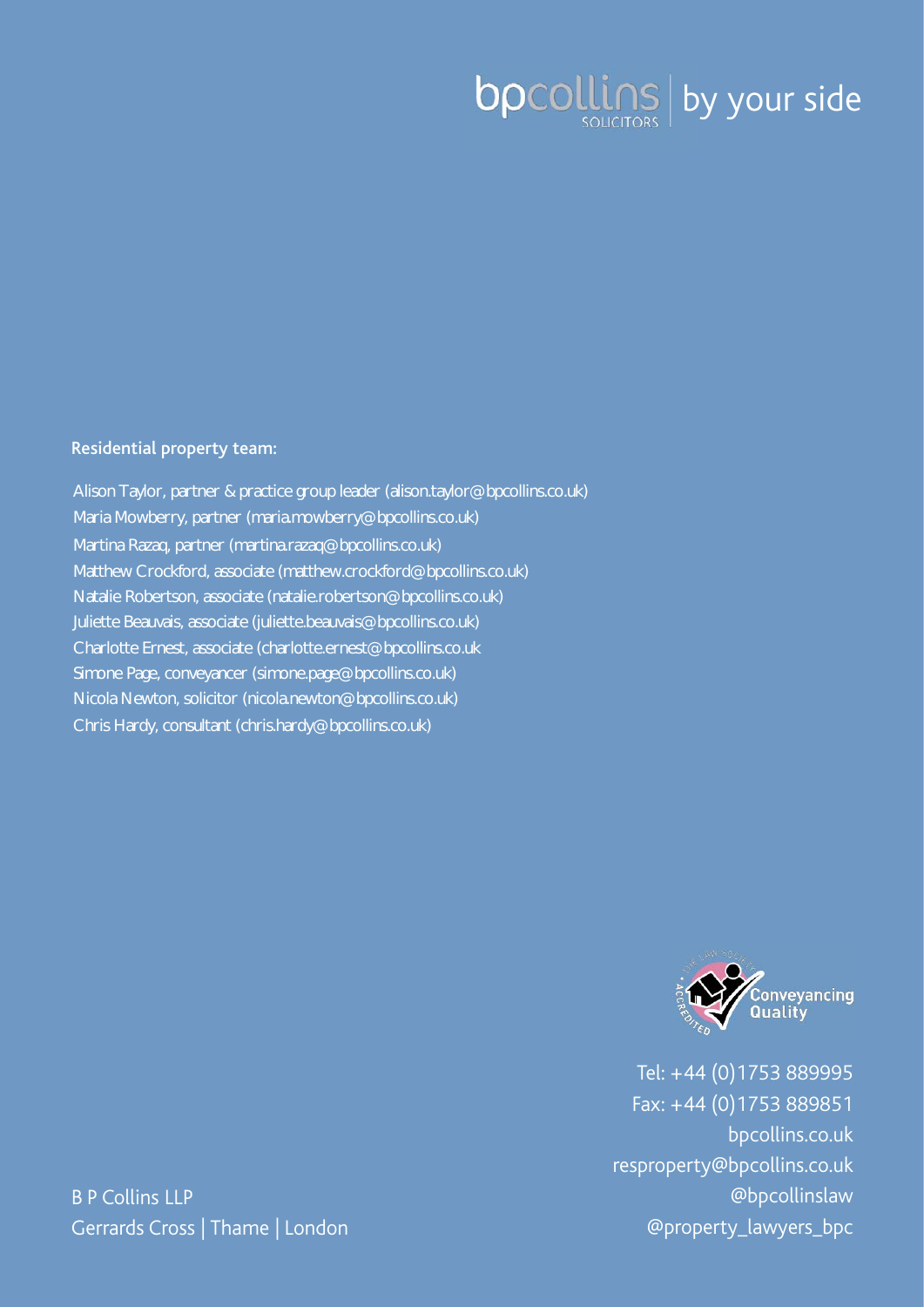bpcollins SOLICITORS | by your side

**Residential property team:**

Alison Taylor, partner & practice group leader (alison.taylor@bpcollins.co.uk)
Maria Mowberry, partner (maria.mowberry@bpcollins.co.uk)
Martina Razaq, partner (martina.razaq@bpcollins.co.uk)
Matthew Crockford, associate (matthew.crockford@bpcollins.co.uk)
Natalie Robertson, associate (natalie.robertson@bpcollins.co.uk)
Juliette Beauvais, associate (juliette.beauvais@bpcollins.co.uk)
Charlotte Ernest, associate (charlotte.ernest@bpcollins.co.uk
Simone Page, conveyancer (simone.page@bpcollins.co.uk)
Nicola Newton, solicitor (nicola.newton@bpcollins.co.uk)
Chris Hardy, consultant (chris.hardy@bpcollins.co.uk)

The Law Society Accredited Conveyancing Quality

Tel: +44 (0)1753 889995
Fax: +44 (0)1753 889851
bpcollins.co.uk
resproperty@bpcollins.co.uk
@bpcollinslaw
@property_lawyers_bpc

B P Collins LLP
Gerrards Cross | Thame | London